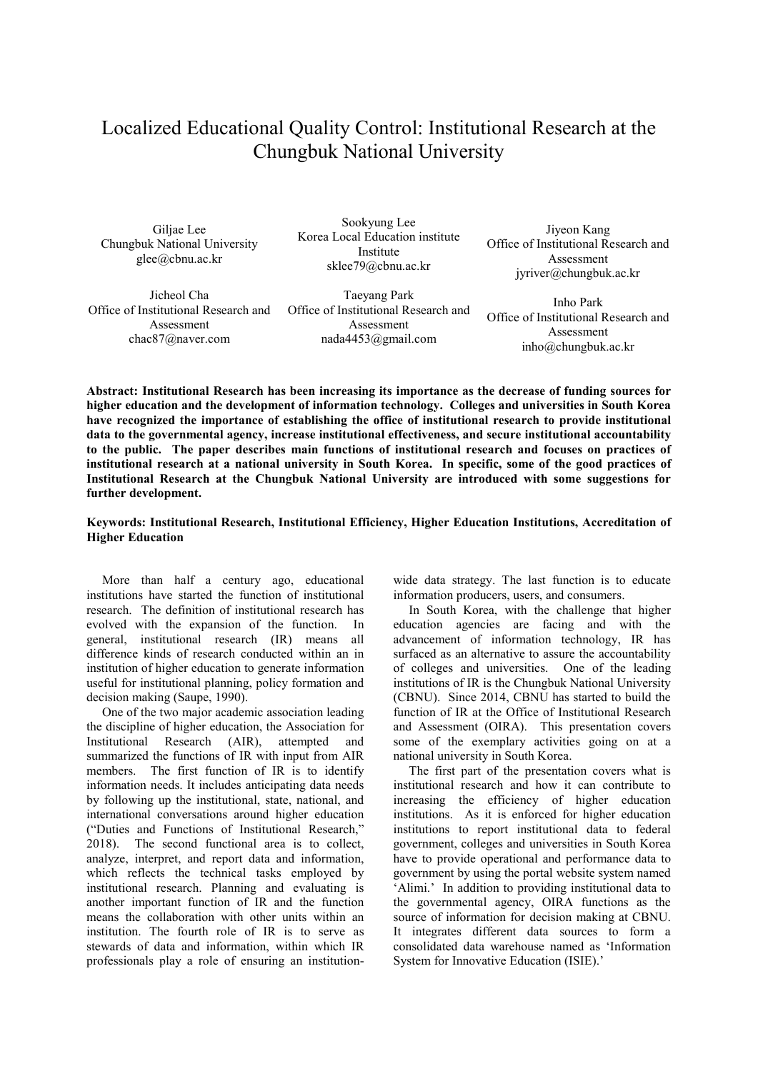# Localized Educational Quality Control: Institutional Research at the Chungbuk National University

Giljae Lee
Chungbuk National University
glee@cbnu.ac.kr

Sookyung Lee
Korea Local Education institute Institute
sklee79@cbnu.ac.kr

Jiyeon Kang
Office of Institutional Research and Assessment
jyriver@chungbuk.ac.kr

Jicheol Cha
Office of Institutional Research and Assessment
chac87@naver.com

Taeyang Park
Office of Institutional Research and Assessment
nada4453@gmail.com

Inho Park
Office of Institutional Research and Assessment
inho@chungbuk.ac.kr

**Abstract: Institutional Research has been increasing its importance as the decrease of funding sources for higher education and the development of information technology. Colleges and universities in South Korea have recognized the importance of establishing the office of institutional research to provide institutional data to the governmental agency, increase institutional effectiveness, and secure institutional accountability to the public. The paper describes main functions of institutional research and focuses on practices of institutional research at a national university in South Korea. In specific, some of the good practices of Institutional Research at the Chungbuk National University are introduced with some suggestions for further development.**

**Keywords: Institutional Research, Institutional Efficiency, Higher Education Institutions, Accreditation of Higher Education**

More than half a century ago, educational institutions have started the function of institutional research. The definition of institutional research has evolved with the expansion of the function. In general, institutional research (IR) means all difference kinds of research conducted within an in institution of higher education to generate information useful for institutional planning, policy formation and decision making (Saupe, 1990).

One of the two major academic association leading the discipline of higher education, the Association for Institutional Research (AIR), attempted and summarized the functions of IR with input from AIR members. The first function of IR is to identify information needs. It includes anticipating data needs by following up the institutional, state, national, and international conversations around higher education ("Duties and Functions of Institutional Research," 2018). The second functional area is to collect, analyze, interpret, and report data and information, which reflects the technical tasks employed by institutional research. Planning and evaluating is another important function of IR and the function means the collaboration with other units within an institution. The fourth role of IR is to serve as stewards of data and information, within which IR professionals play a role of ensuring an institution-wide data strategy. The last function is to educate information producers, users, and consumers.

In South Korea, with the challenge that higher education agencies are facing and with the advancement of information technology, IR has surfaced as an alternative to assure the accountability of colleges and universities. One of the leading institutions of IR is the Chungbuk National University (CBNU). Since 2014, CBNU has started to build the function of IR at the Office of Institutional Research and Assessment (OIRA). This presentation covers some of the exemplary activities going on at a national university in South Korea.

The first part of the presentation covers what is institutional research and how it can contribute to increasing the efficiency of higher education institutions. As it is enforced for higher education institutions to report institutional data to federal government, colleges and universities in South Korea have to provide operational and performance data to government by using the portal website system named 'Alimi.' In addition to providing institutional data to the governmental agency, OIRA functions as the source of information for decision making at CBNU. It integrates different data sources to form a consolidated data warehouse named as 'Information System for Innovative Education (ISIE).'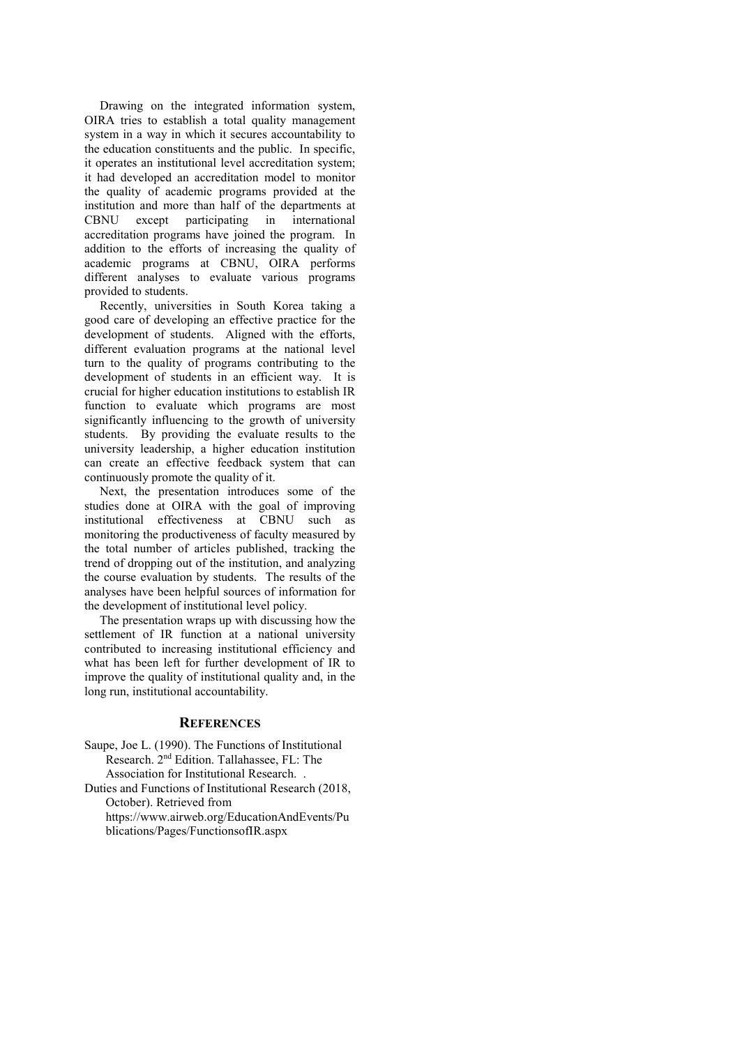Drawing on the integrated information system, OIRA tries to establish a total quality management system in a way in which it secures accountability to the education constituents and the public. In specific, it operates an institutional level accreditation system; it had developed an accreditation model to monitor the quality of academic programs provided at the institution and more than half of the departments at CBNU except participating in international accreditation programs have joined the program. In addition to the efforts of increasing the quality of academic programs at CBNU, OIRA performs different analyses to evaluate various programs provided to students.

Recently, universities in South Korea taking a good care of developing an effective practice for the development of students. Aligned with the efforts, different evaluation programs at the national level turn to the quality of programs contributing to the development of students in an efficient way. It is crucial for higher education institutions to establish IR function to evaluate which programs are most significantly influencing to the growth of university students. By providing the evaluate results to the university leadership, a higher education institution can create an effective feedback system that can continuously promote the quality of it.

Next, the presentation introduces some of the studies done at OIRA with the goal of improving institutional effectiveness at CBNU such as monitoring the productiveness of faculty measured by the total number of articles published, tracking the trend of dropping out of the institution, and analyzing the course evaluation by students. The results of the analyses have been helpful sources of information for the development of institutional level policy.

The presentation wraps up with discussing how the settlement of IR function at a national university contributed to increasing institutional efficiency and what has been left for further development of IR to improve the quality of institutional quality and, in the long run, institutional accountability.

## References

Saupe, Joe L. (1990). The Functions of Institutional Research. 2nd Edition. Tallahassee, FL: The Association for Institutional Research. .

Duties and Functions of Institutional Research (2018, October). Retrieved from https://www.airweb.org/EducationAndEvents/Publications/Pages/FunctionsofIR.aspx